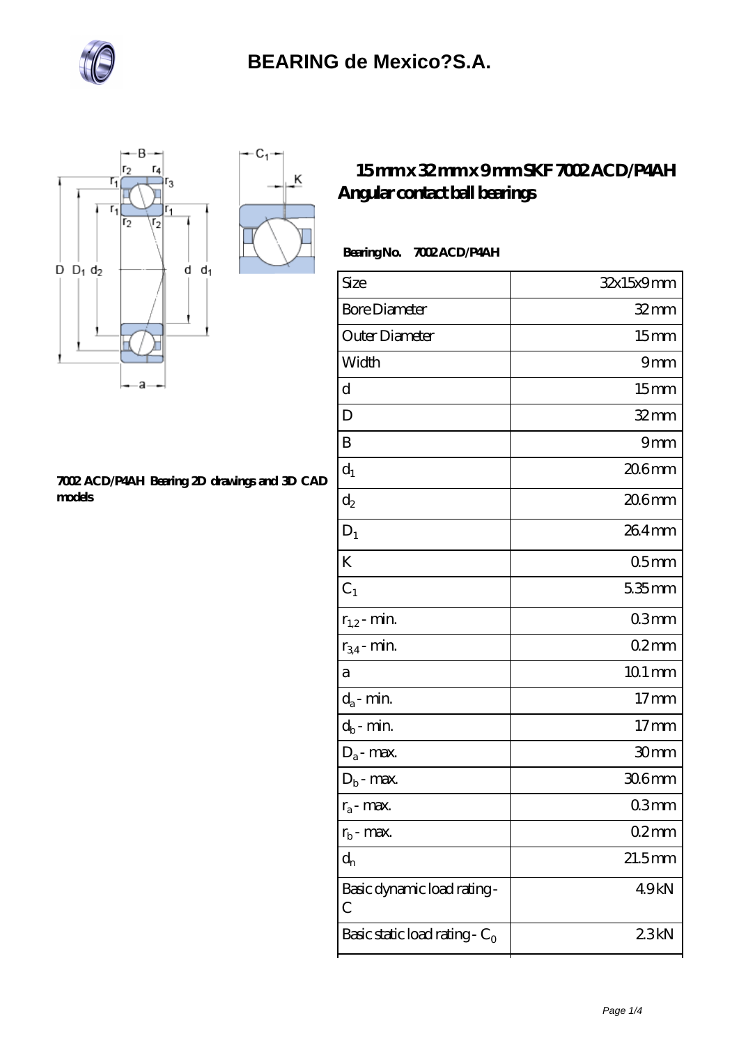# BEARING de Mexico?S.A.

## 15 mm x 32 mm x 9 mm SKF 7002 ACD/P4AH Angular contact ball bearings

**7002 ACD/P4AH Bearing 2D drawings and 3D CAD models**

**Bearing No. 7002 ACD/P4AH**

| | |
|---|---|
| Size | 32x15x9 mm |
| Bore Diameter | 32 mm |
| Outer Diameter | 15 mm |
| Width | 9 mm |
| d | 15 mm |
| D | 32 mm |
| B | 9 mm |
| $d_1$ | 20.6 mm |
| $d_2$ | 20.6 mm |
| $D_1$ | 26.4 mm |
| K | 0.5 mm |
| $C_1$ | 5.35 mm |
| $r_{1,2}$ - min. | 0.3 mm |
| $r_{3,4}$ - min. | 0.2 mm |
| a | 10.1 mm |
| $d_a$ - min. | 17 mm |
| $d_b$ - min. | 17 mm |
| $D_a$ - max. | 30 mm |
| $D_b$ - max. | 30.6 mm |
| $r_a$ - max. | 0.3 mm |
| $r_b$ - max. | 0.2 mm |
| $d_n$ | 21.5 mm |
| Basic dynamic load rating - C | 4.9 kN |
| Basic static load rating - $C_0$ | 2.3 kN |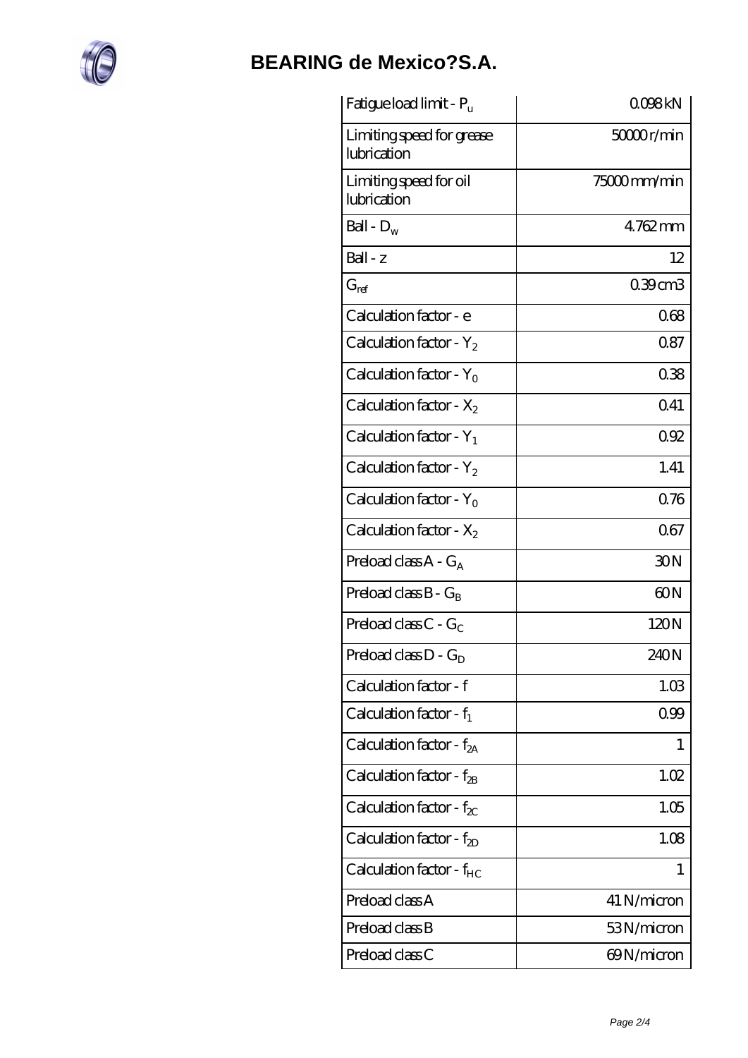| Fatigue load limit - $P_u$ | 0.098 kN |
| --- | --- |
| Limiting speed for grease lubrication | 50000 r/min |
| Limiting speed for oil lubrication | 75000 mm/min |
| Ball - $D_w$ | 4.762 mm |
| Ball - z | 12 |
| $G_{ref}$ | 0.39 cm3 |
| Calculation factor - e | 0.68 |
| Calculation factor - $Y_2$ | 0.87 |
| Calculation factor - $Y_0$ | 0.38 |
| Calculation factor - $X_2$ | 0.41 |
| Calculation factor - $Y_1$ | 0.92 |
| Calculation factor - $Y_2$ | 1.41 |
| Calculation factor - $Y_0$ | 0.76 |
| Calculation factor - $X_2$ | 0.67 |
| Preload class A - $G_A$ | 30 N |
| Preload class B - $G_B$ | 60 N |
| Preload class C - $G_C$ | 120 N |
| Preload class D - $G_D$ | 240 N |
| Calculation factor - f | 1.03 |
| Calculation factor - $f_1$ | 0.99 |
| Calculation factor - $f_{2A}$ | 1 |
| Calculation factor - $f_{2B}$ | 1.02 |
| Calculation factor - $f_{2C}$ | 1.05 |
| Calculation factor - $f_{2D}$ | 1.08 |
| Calculation factor - $f_{HC}$ | 1 |
| Preload class A | 41 N/micron |
| Preload class B | 53 N/micron |
| Preload class C | 69 N/micron |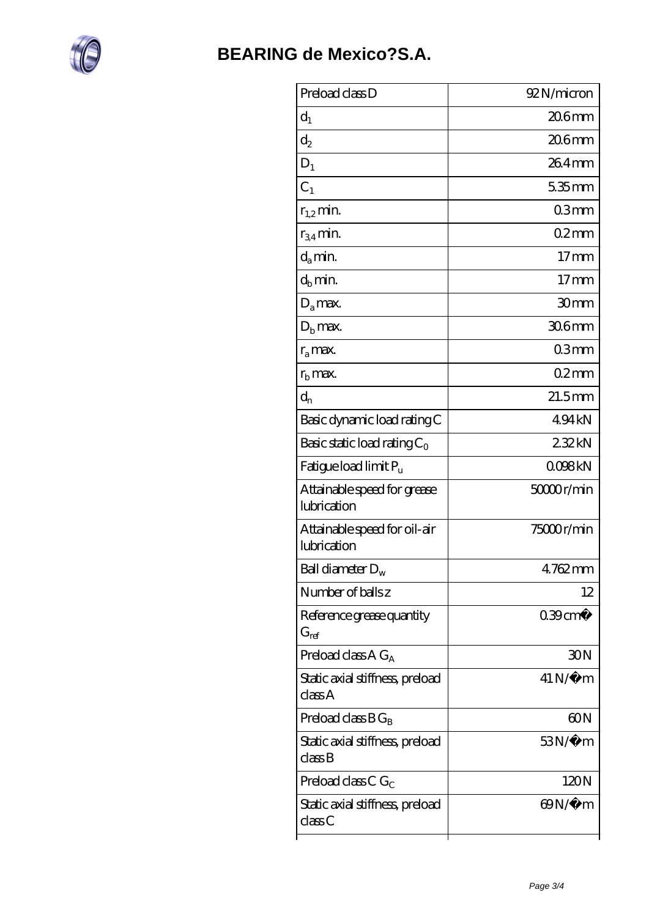# BEARING de Mexico?S.A.

| Preload class D | 92 N/micron |
| --- | --- |
| $d_1$ | 20.6 mm |
| $d_2$ | 20.6 mm |
| $D_1$ | 26.4 mm |
| $C_1$ | 5.35 mm |
| $r_{1,2}$ min. | 0.3 mm |
| $r_{3,4}$ min. | 0.2 mm |
| $d_a$ min. | 17 mm |
| $d_b$ min. | 17 mm |
| $D_a$ max. | 30 mm |
| $D_b$ max. | 30.6 mm |
| $r_a$ max. | 0.3 mm |
| $r_b$ max. | 0.2 mm |
| $d_n$ | 21.5 mm |
| Basic dynamic load rating C | 4.94 kN |
| Basic static load rating $C_0$ | 2.32 kN |
| Fatigue load limit $P_u$ | 0.098 kN |
| Attainable speed for grease lubrication | 50000 r/min |
| Attainable speed for oil-air lubrication | 75000 r/min |
| Ball diameter $D_w$ | 4.762 mm |
| Number of balls z | 12 |
| Reference grease quantity $G_{ref}$ | 0.39 cm� |
| Preload class A $G_A$ | 30 N |
| Static axial stiffness, preload class A | 41 N/�m |
| Preload class B $G_B$ | 60 N |
| Static axial stiffness, preload class B | 53 N/�m |
| Preload class C $G_C$ | 120 N |
| Static axial stiffness, preload class C | 69 N/�m |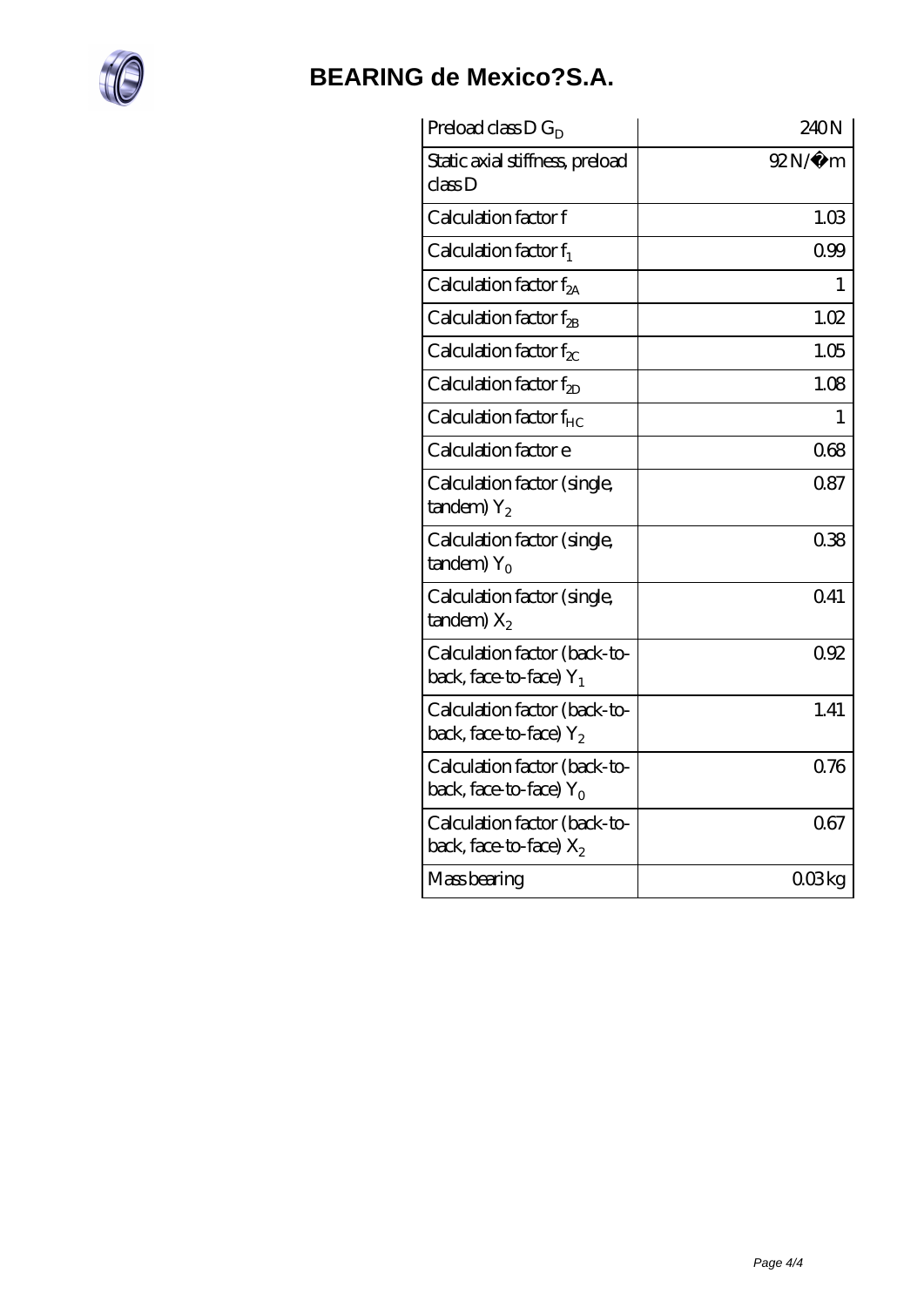| | |
|---|---|
| Preload class D $G_D$ | 240 N |
| Static axial stiffness, preload class D | 92 N/�m |
| Calculation factor f | 1.03 |
| Calculation factor $f_1$ | 0.99 |
| Calculation factor $f_{2A}$ | 1 |
| Calculation factor $f_{2B}$ | 1.02 |
| Calculation factor $f_{2C}$ | 1.05 |
| Calculation factor $f_{2D}$ | 1.08 |
| Calculation factor $f_{HC}$ | 1 |
| Calculation factor e | 0.68 |
| Calculation factor (single, tandem) $Y_2$ | 0.87 |
| Calculation factor (single, tandem) $Y_0$ | 0.38 |
| Calculation factor (single, tandem) $X_2$ | 0.41 |
| Calculation factor (back-to-back, face-to-face) $Y_1$ | 0.92 |
| Calculation factor (back-to-back, face-to-face) $Y_2$ | 1.41 |
| Calculation factor (back-to-back, face-to-face) $Y_0$ | 0.76 |
| Calculation factor (back-to-back, face-to-face) $X_2$ | 0.67 |
| Mass bearing | 0.03 kg |